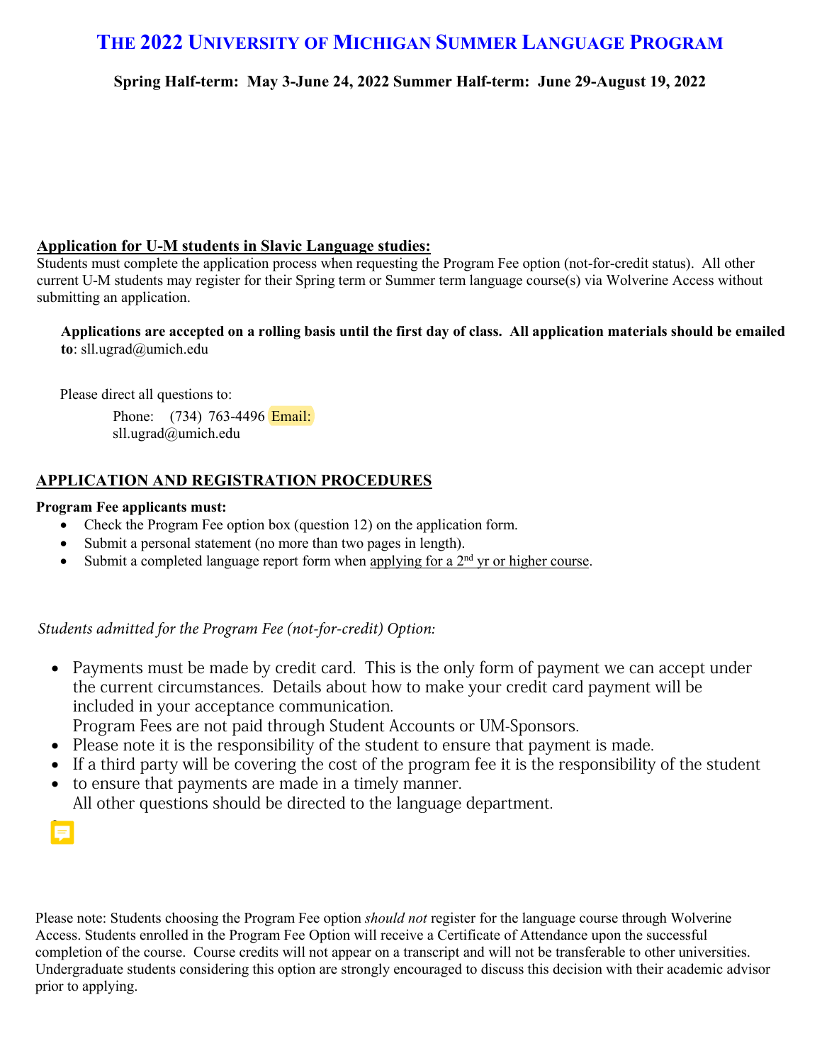# THE 2022 UNIVERSITY OF MICHIGAN SUMMER LANGUAGE PROGRAM

**Spring Half-term: May 3-June 24, 2022 Summer Half-term: June 29-August 19, 2022**

## Application for U-M students in Slavic Language studies:

Students must complete the application process when requesting the Program Fee option (not-for-credit status). All other current U-M students may register for their Spring term or Summer term language course(s) via Wolverine Access without submitting an application.

**Applications are accepted on a rolling basis until the first day of class. All application materials should be emailed to**: sll.ugrad@umich.edu

Please direct all questions to:

Phone: (734) 763-4496 Email: sll.ugrad@umich.edu

## APPLICATION AND REGISTRATION PROCEDURES

**Program Fee applicants must:**

- Check the Program Fee option box (question 12) on the application form.
- Submit a personal statement (no more than two pages in length).
- Submit a completed language report form when applying for a 2nd yr or higher course.

*Students admitted for the Program Fee (not-for-credit) Option:*

- Payments must be made by credit card. This is the only form of payment we can accept under the current circumstances. Details about how to make your credit card payment will be included in your acceptance communication.
  Program Fees are not paid through Student Accounts or UM-Sponsors.
- Please note it is the responsibility of the student to ensure that payment is made.
- If a third party will be covering the cost of the program fee it is the responsibility of the student
- to ensure that payments are made in a timely manner.
  All other questions should be directed to the language department.

Please note: Students choosing the Program Fee option *should not* register for the language course through Wolverine Access. Students enrolled in the Program Fee Option will receive a Certificate of Attendance upon the successful completion of the course. Course credits will not appear on a transcript and will not be transferable to other universities. Undergraduate students considering this option are strongly encouraged to discuss this decision with their academic advisor prior to applying.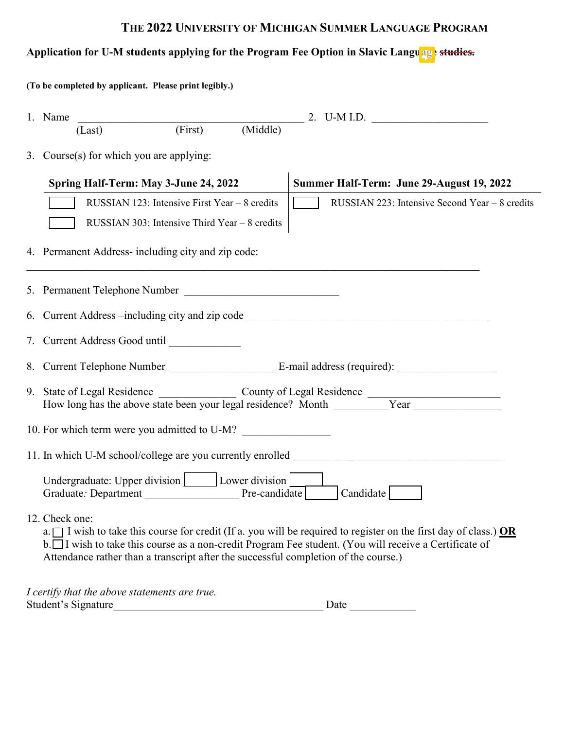# THE 2022 UNIVERSITY OF MICHIGAN SUMMER LANGUAGE PROGRAM

**Application for U-M students applying for the Program Fee Option in Slavic Language ~~studies.~~**

**(To be completed by applicant. Please print legibly.)**

1. Name \_\_\_\_\_\_\_\_\_\_\_\_\_\_\_\_\_\_\_\_\_\_\_\_\_\_\_\_\_\_\_\_\_\_\_\_\_\_\_\_\_\_\_\_
   (Last) (First) (Middle)
2. U-M I.D. \_\_\_\_\_\_\_\_\_\_\_\_\_\_\_\_\_\_\_\_\_\_\_\_

3. Course(s) for which you are applying:

| Spring Half-Term: May 3-June 24, 2022 | Summer Half-Term: June 29-August 19, 2022 |
|---|---|
| ☐ RUSSIAN 123: Intensive First Year – 8 credits | ☐ RUSSIAN 223: Intensive Second Year – 8 credits |
| ☐ RUSSIAN 303: Intensive Third Year – 8 credits | |

4. Permanent Address- including city and zip code:
\_\_\_\_\_\_\_\_\_\_\_\_\_\_\_\_\_\_\_\_\_\_\_\_\_\_\_\_\_\_\_\_\_\_\_\_\_\_\_\_\_\_\_\_\_\_\_\_\_\_\_\_\_\_\_\_\_\_\_\_\_\_\_\_\_\_\_\_\_\_\_\_\_\_\_\_\_\_\_\_\_\_\_\_\_\_

5. Permanent Telephone Number \_\_\_\_\_\_\_\_\_\_\_\_\_\_\_\_\_\_\_\_\_\_\_\_\_\_\_\_\_\_\_

6. Current Address –including city and zip code \_\_\_\_\_\_\_\_\_\_\_\_\_\_\_\_\_\_\_\_\_\_\_\_\_\_\_\_\_\_\_\_\_\_\_\_\_\_\_\_\_\_\_\_\_\_\_\_

7. Current Address Good until \_\_\_\_\_\_\_\_\_\_\_\_\_

8. Current Telephone Number \_\_\_\_\_\_\_\_\_\_\_\_\_\_\_\_\_\_\_\_ E-mail address (required): \_\_\_\_\_\_\_\_\_\_\_\_\_\_\_\_\_\_\_\_

9. State of Legal Residence \_\_\_\_\_\_\_\_\_\_\_\_\_\_\_ County of Legal Residence \_\_\_\_\_\_\_\_\_\_\_\_\_\_\_\_\_\_\_\_\_\_\_\_\_\_
   How long has the above state been your legal residence? Month \_\_\_\_\_\_\_\_\_\_Year \_\_\_\_\_\_\_\_\_\_\_\_\_\_\_\_

10. For which term were you admitted to U-M? \_\_\_\_\_\_\_\_\_\_\_\_\_\_\_\_

11. In which U-M school/college are you currently enrolled \_\_\_\_\_\_\_\_\_\_\_\_\_\_\_\_\_\_\_\_\_\_\_\_\_\_\_\_\_\_\_\_\_\_\_\_\_\_\_\_\_\_

    Undergraduate: Upper division ☐ Lower division ☐
    Graduate*:* Department \_\_\_\_\_\_\_\_\_\_\_\_\_\_\_\_\_\_ Pre-candidate ☐ Candidate ☐

12. Check one:
    a. ☐ I wish to take this course for credit (If a. you will be required to register on the first day of class.) **<u>OR</u>**
    b. ☐ I wish to take this course as a non-credit Program Fee student. (You will receive a Certificate of Attendance rather than a transcript after the successful completion of the course.)

*I certify that the above statements are true.*
Student's Signature\_\_\_\_\_\_\_\_\_\_\_\_\_\_\_\_\_\_\_\_\_\_\_\_\_\_\_\_\_\_\_\_\_\_\_\_\_\_\_\_ Date \_\_\_\_\_\_\_\_\_\_\_\_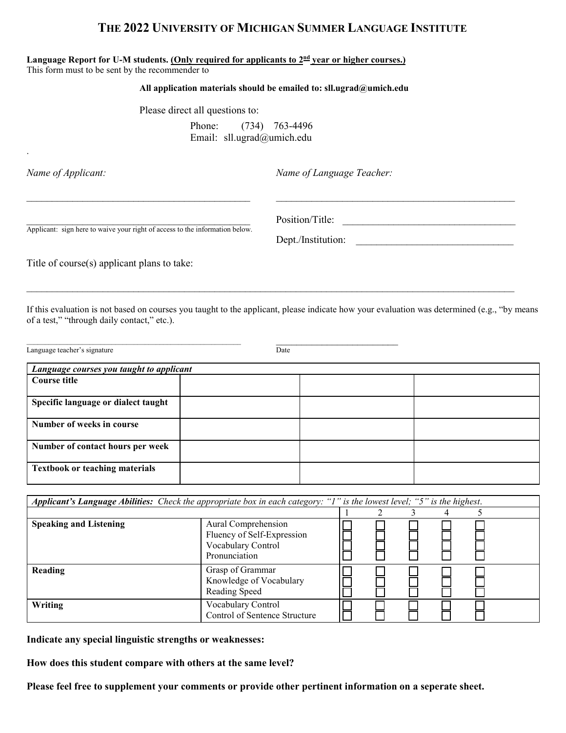# THE 2022 UNIVERSITY OF MICHIGAN SUMMER LANGUAGE INSTITUTE

**Language Report for U-M students. (Only required for applicants to 2nd year or higher courses.)**
This form must to be sent by the recommender to

**All application materials should be emailed to: sll.ugrad@umich.edu**

Please direct all questions to:

Phone: (734) 763-4496
Email: sll.ugrad@umich.edu

.

*Name of Applicant:*

_______________________________________________

_______________________________________________
Applicant: sign here to waive your right of access to the information below.

*Name of Language Teacher:*

_______________________________________________

Position/Title: _______________________________

Dept./Institution: _____________________________

Title of course(s) applicant plans to take:

_______________________________________________________________________________________________

If this evaluation is not based on courses you taught to the applicant, please indicate how your evaluation was determined (e.g., "by means of a test," "through daily contact," etc.).

_______________________________________________ ___________________________
Language teacher's signature Date

| *Language courses you taught to applicant* | | | |
|---|---|---|---|
| **Course title** | | | |
| **Specific language or dialect taught** | | | |
| **Number of weeks in course** | | | |
| **Number of contact hours per week** | | | |
| **Textbook or teaching materials** | | | |

| ***Applicant's Language Abilities:*** *Check the appropriate box in each category: "1" is the lowest level; "5" is the highest.* | | | | | | |
|---|---|---|---|---|---|---|
| | | 1 | 2 | 3 | 4 | 5 |
| **Speaking and Listening** | Aural Comprehension | ☐ | ☐ | ☐ | ☐ | ☐ |
| | Fluency of Self-Expression | ☐ | ☐ | ☐ | ☐ | ☐ |
| | Vocabulary Control | ☐ | ☐ | ☐ | ☐ | ☐ |
| | Pronunciation | ☐ | ☐ | ☐ | ☐ | ☐ |
| **Reading** | Grasp of Grammar | ☐ | ☐ | ☐ | ☐ | ☐ |
| | Knowledge of Vocabulary | ☐ | ☐ | ☐ | ☐ | ☐ |
| | Reading Speed | ☐ | ☐ | ☐ | ☐ | ☐ |
| **Writing** | Vocabulary Control | ☐ | ☐ | ☐ | ☐ | ☐ |
| | Control of Sentence Structure | ☐ | ☐ | ☐ | ☐ | ☐ |

**Indicate any special linguistic strengths or weaknesses:**

**How does this student compare with others at the same level?**

**Please feel free to supplement your comments or provide other pertinent information on a seperate sheet.**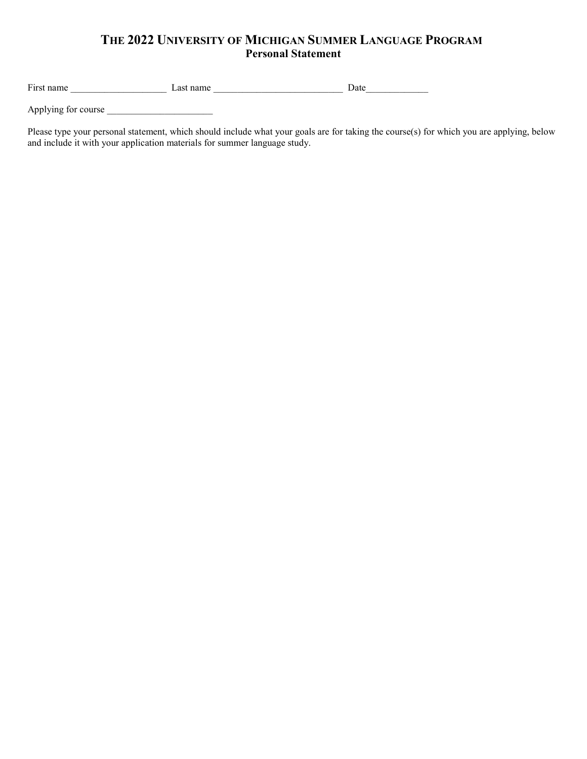# THE 2022 UNIVERSITY OF MICHIGAN SUMMER LANGUAGE PROGRAM
## Personal Statement

First name ____________________ Last name ___________________________ Date_____________

Applying for course ______________________

Please type your personal statement, which should include what your goals are for taking the course(s) for which you are applying, below and include it with your application materials for summer language study.